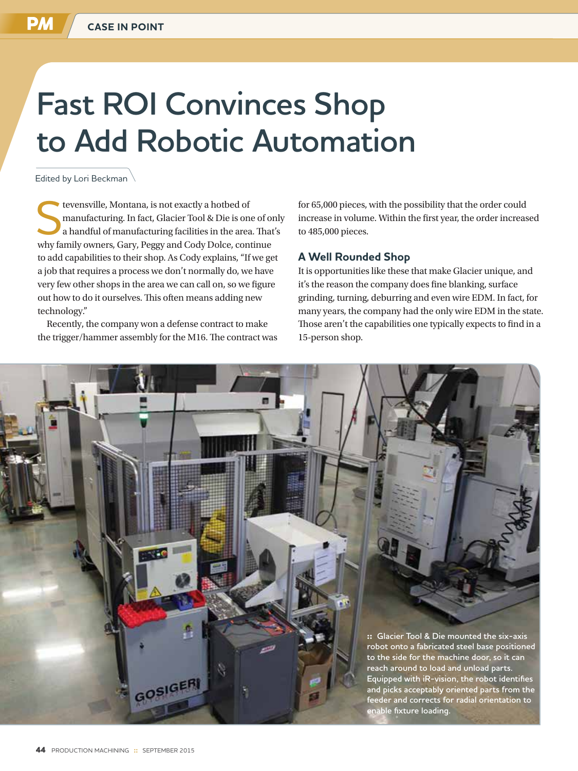# Fast ROI Convinces Shop to Add Robotic Automation

Edited by Lori Beckman

Stevensville, Montana, is not exactly a hotbed of manufacturing. In fact, Glacier Tool & Die is one of only a handful of manufacturing facilities in the area. That's why family owners, Gary, Peggy and Cody Dolce, continue to add capabilities to their shop. As Cody explains, "If we get a job that requires a process we don't normally do, we have very few other shops in the area we can call on, so we figure out how to do it ourselves. This often means adding new technology."

Recently, the company won a defense contract to make the trigger/hammer assembly for the M16. The contract was for 65,000 pieces, with the possibility that the order could increase in volume. Within the first year, the order increased to 485,000 pieces.

## A Well Rounded Shop

It is opportunities like these that make Glacier unique, and it's the reason the company does fine blanking, surface grinding, turning, deburring and even wire EDM. In fact, for many years, the company had the only wire EDM in the state. Those aren't the capabilities one typically expects to find in a 15-person shop.

:: Glacier Tool & Die mounted the six-axis robot onto a fabricated steel base positioned to the side for the machine door, so it can reach around to load and unload parts. Equipped with iR-vision, the robot identifies and picks acceptably oriented parts from the feeder and corrects for radial orientation to enable fixture loading.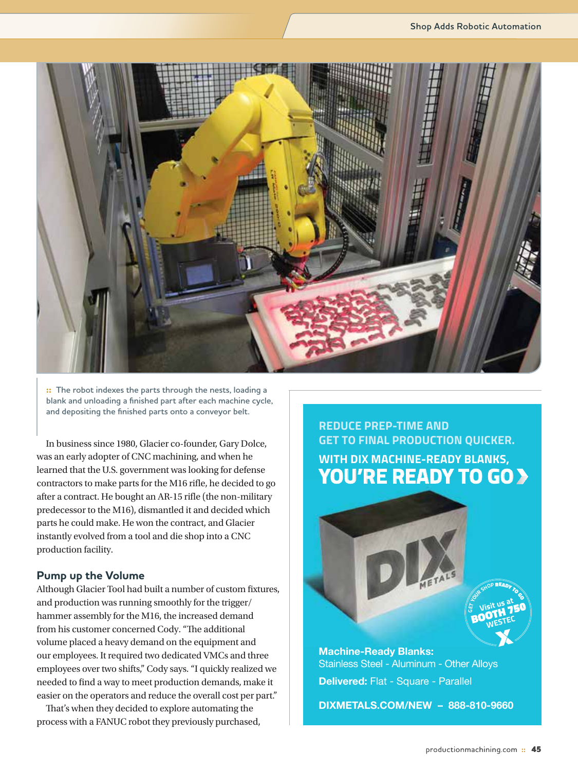:: The robot indexes the parts through the nests, loading a blank and unloading a finished part after each machine cycle, and depositing the finished parts onto a conveyor belt.

In business since 1980, Glacier co-founder, Gary Dolce, was an early adopter of CNC machining, and when he learned that the U.S. government was looking for defense contractors to make parts for the M16 rifle, he decided to go after a contract. He bought an AR-15 rifle (the non-military predecessor to the M16), dismantled it and decided which parts he could make. He won the contract, and Glacier instantly evolved from a tool and die shop into a CNC production facility.

## Pump up the Volume

Although Glacier Tool had built a number of custom fixtures, and production was running smoothly for the trigger/hammer assembly for the M16, the increased demand from his customer concerned Cody. "The additional volume placed a heavy demand on the equipment and our employees. It required two dedicated VMCs and three employees over two shifts," Cody says. "I quickly realized we needed to find a way to meet production demands, make it easier on the operators and reduce the overall cost per part."

That's when they decided to explore automating the process with a FANUC robot they previously purchased,

REDUCE PREP-TIME AND GET TO FINAL PRODUCTION QUICKER.

WITH DIX MACHINE-READY BLANKS, **YOU'RE READY TO GO**

GET YOUR SHOP READY TO GO — Visit us at BOOTH 750 WESTEC

**Machine-Ready Blanks:** Stainless Steel - Aluminum - Other Alloys

**Delivered:** Flat - Square - Parallel

**DIXMETALS.COM/NEW – 888-810-9660**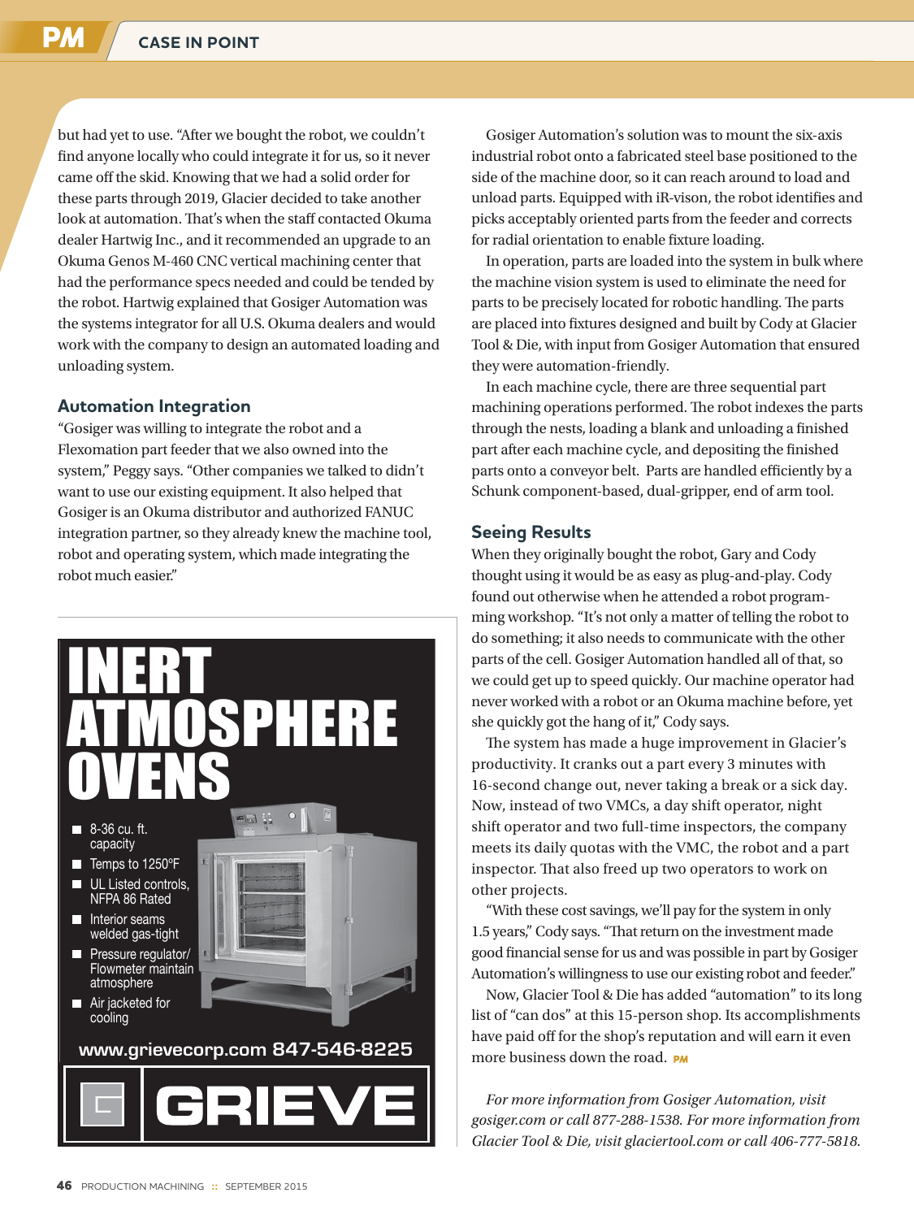but had yet to use. "After we bought the robot, we couldn't find anyone locally who could integrate it for us, so it never came off the skid. Knowing that we had a solid order for these parts through 2019, Glacier decided to take another look at automation. That's when the staff contacted Okuma dealer Hartwig Inc., and it recommended an upgrade to an Okuma Genos M-460 CNC vertical machining center that had the performance specs needed and could be tended by the robot. Hartwig explained that Gosiger Automation was the systems integrator for all U.S. Okuma dealers and would work with the company to design an automated loading and unloading system.

## Automation Integration

"Gosiger was willing to integrate the robot and a Flexomation part feeder that we also owned into the system," Peggy says. "Other companies we talked to didn't want to use our existing equipment. It also helped that Gosiger is an Okuma distributor and authorized FANUC integration partner, so they already knew the machine tool, robot and operating system, which made integrating the robot much easier."

INERT ATMOSPHERE OVENS

- 8-36 cu. ft. capacity
- Temps to 1250°F
- UL Listed controls, NFPA 86 Rated
- Interior seams welded gas-tight
- Pressure regulator/ Flowmeter maintain atmosphere
- Air jacketed for cooling

www.grievecorp.com 847-546-8225

GRIEVE

Gosiger Automation's solution was to mount the six-axis industrial robot onto a fabricated steel base positioned to the side of the machine door, so it can reach around to load and unload parts. Equipped with iR-vison, the robot identifies and picks acceptably oriented parts from the feeder and corrects for radial orientation to enable fixture loading.

In operation, parts are loaded into the system in bulk where the machine vision system is used to eliminate the need for parts to be precisely located for robotic handling. The parts are placed into fixtures designed and built by Cody at Glacier Tool & Die, with input from Gosiger Automation that ensured they were automation-friendly.

In each machine cycle, there are three sequential part machining operations performed. The robot indexes the parts through the nests, loading a blank and unloading a finished part after each machine cycle, and depositing the finished parts onto a conveyor belt. Parts are handled efficiently by a Schunk component-based, dual-gripper, end of arm tool.

## Seeing Results

When they originally bought the robot, Gary and Cody thought using it would be as easy as plug-and-play. Cody found out otherwise when he attended a robot programming workshop. "It's not only a matter of telling the robot to do something; it also needs to communicate with the other parts of the cell. Gosiger Automation handled all of that, so we could get up to speed quickly. Our machine operator had never worked with a robot or an Okuma machine before, yet she quickly got the hang of it," Cody says.

The system has made a huge improvement in Glacier's productivity. It cranks out a part every 3 minutes with 16-second change out, never taking a break or a sick day. Now, instead of two VMCs, a day shift operator, night shift operator and two full-time inspectors, the company meets its daily quotas with the VMC, the robot and a part inspector. That also freed up two operators to work on other projects.

"With these cost savings, we'll pay for the system in only 1.5 years," Cody says. "That return on the investment made good financial sense for us and was possible in part by Gosiger Automation's willingness to use our existing robot and feeder."

Now, Glacier Tool & Die has added "automation" to its long list of "can dos" at this 15-person shop. Its accomplishments have paid off for the shop's reputation and will earn it even more business down the road.

*For more information from Gosiger Automation, visit gosiger.com or call 877-288-1538. For more information from Glacier Tool & Die, visit glaciertool.com or call 406-777-5818.*